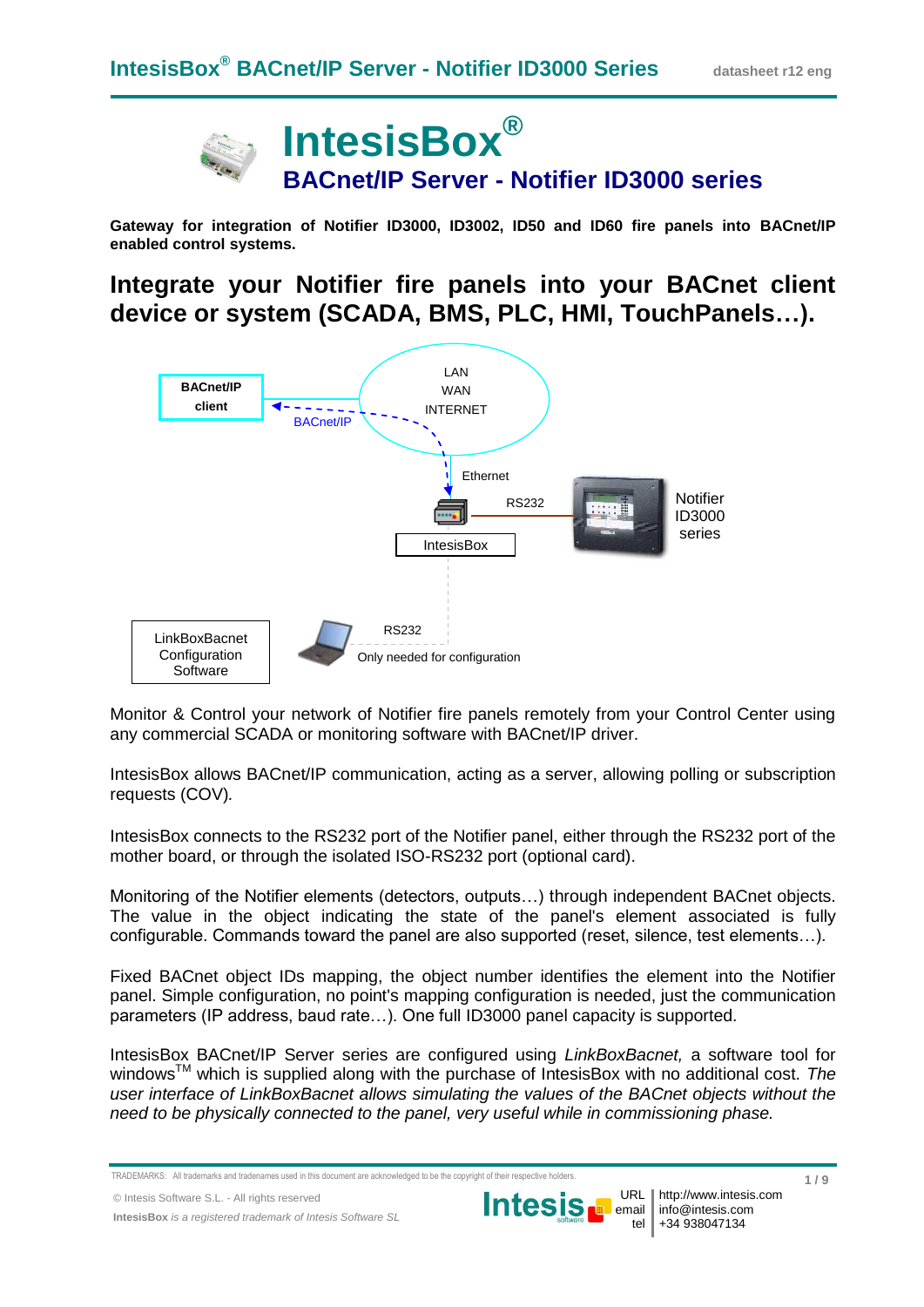# IntesisBox®

## BACnet/IP Server - Notifier ID3000 series

**Gateway for integration of Notifier ID3000, ID3002, ID50 and ID60 fire panels into BACnet/IP enabled control systems.**

## Integrate your Notifier fire panels into your BACnet client device or system (SCADA, BMS, PLC, HMI, TouchPanels…).

BACnet/IP client

BACnet/IP

LAN
WAN
INTERNET

Ethernet

RS232

IntesisBox

Notifier ID3000 series

LinkBoxBacnet Configuration Software

RS232

Only needed for configuration

Monitor & Control your network of Notifier fire panels remotely from your Control Center using any commercial SCADA or monitoring software with BACnet/IP driver.

IntesisBox allows BACnet/IP communication, acting as a server, allowing polling or subscription requests (COV).

IntesisBox connects to the RS232 port of the Notifier panel, either through the RS232 port of the mother board, or through the isolated ISO-RS232 port (optional card).

Monitoring of the Notifier elements (detectors, outputs…) through independent BACnet objects. The value in the object indicating the state of the panel's element associated is fully configurable. Commands toward the panel are also supported (reset, silence, test elements…).

Fixed BACnet object IDs mapping, the object number identifies the element into the Notifier panel. Simple configuration, no point's mapping configuration is needed, just the communication parameters (IP address, baud rate…). One full ID3000 panel capacity is supported.

IntesisBox BACnet/IP Server series are configured using *LinkBoxBacnet,* a software tool for windows™ which is supplied along with the purchase of IntesisBox with no additional cost. *The user interface of LinkBoxBacnet allows simulating the values of the BACnet objects without the need to be physically connected to the panel, very useful while in commissioning phase.*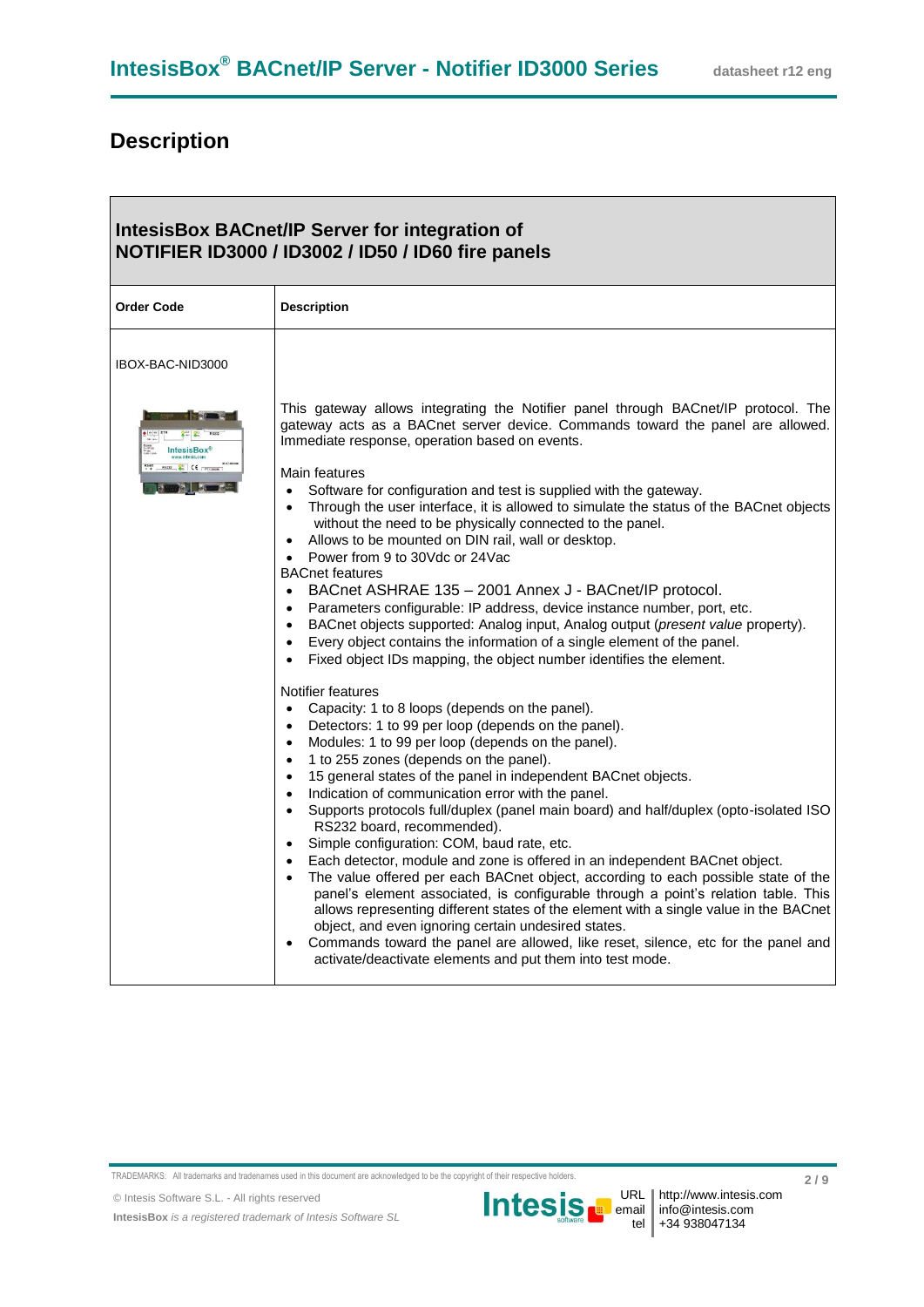## Description

| IntesisBox BACnet/IP Server for integration of NOTIFIER ID3000 / ID3002 / ID50 / ID60 fire panels | |
|---|---|
| **Order Code** | **Description** |
| IBOX-BAC-NID3000 | This gateway allows integrating the Notifier panel through BACnet/IP protocol. The gateway acts as a BACnet server device. Commands toward the panel are allowed. Immediate response, operation based on events.<br><br>Main features<br>• Software for configuration and test is supplied with the gateway.<br>• Through the user interface, it is allowed to simulate the status of the BACnet objects without the need to be physically connected to the panel.<br>• Allows to be mounted on DIN rail, wall or desktop.<br>• Power from 9 to 30Vdc or 24Vac<br><br>BACnet features<br>• BACnet ASHRAE 135 – 2001 Annex J - BACnet/IP protocol.<br>• Parameters configurable: IP address, device instance number, port, etc.<br>• BACnet objects supported: Analog input, Analog output (*present value* property).<br>• Every object contains the information of a single element of the panel.<br>• Fixed object IDs mapping, the object number identifies the element.<br><br>Notifier features<br>• Capacity: 1 to 8 loops (depends on the panel).<br>• Detectors: 1 to 99 per loop (depends on the panel).<br>• Modules: 1 to 99 per loop (depends on the panel).<br>• 1 to 255 zones (depends on the panel).<br>• 15 general states of the panel in independent BACnet objects.<br>• Indication of communication error with the panel.<br>• Supports protocols full/duplex (panel main board) and half/duplex (opto-isolated ISO RS232 board, recommended).<br>• Simple configuration: COM, baud rate, etc.<br>• Each detector, module and zone is offered in an independent BACnet object.<br>• The value offered per each BACnet object, according to each possible state of the panel's element associated, is configurable through a point's relation table. This allows representing different states of the element with a single value in the BACnet object, and even ignoring certain undesired states.<br>• Commands toward the panel are allowed, like reset, silence, etc for the panel and activate/deactivate elements and put them into test mode. |

TRADEMARKS: All trademarks and tradenames used in this document are acknowledged to be the copyright of their respective holders.

© Intesis Software S.L. - All rights reserved

**IntesisBox** *is a registered trademark of Intesis Software SL*

URL http://www.intesis.com
email info@intesis.com
tel +34 938047134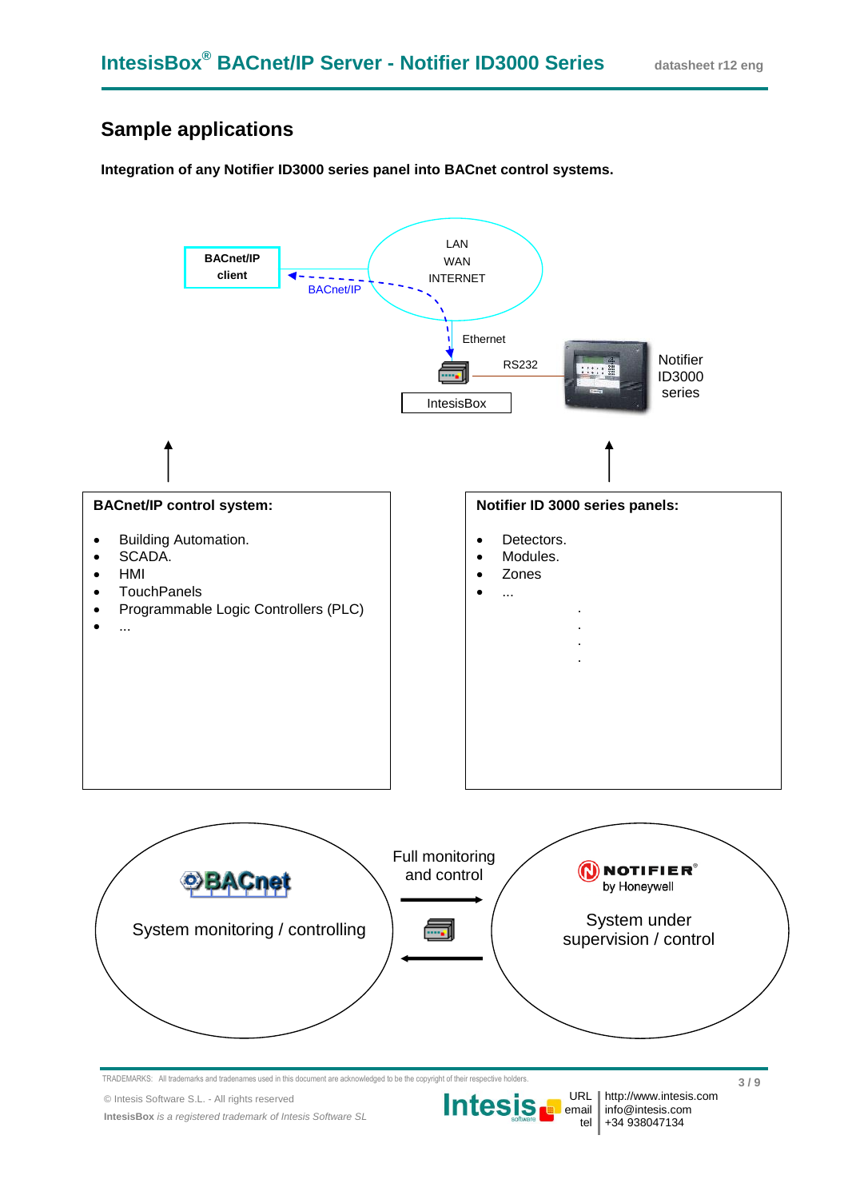## Sample applications

**Integration of any Notifier ID3000 series panel into BACnet control systems.**

BACnet/IP client

LAN
WAN
INTERNET

BACnet/IP

Ethernet

RS232

IntesisBox

Notifier ID3000 series

**BACnet/IP control system:**

- Building Automation.
- SCADA.
- HMI
- TouchPanels
- Programmable Logic Controllers (PLC)
- ...

**Notifier ID 3000 series panels:**

- Detectors.
- Modules.
- Zones
- ...

BACnet

System monitoring / controlling

Full monitoring and control

NOTIFIER by Honeywell

System under supervision / control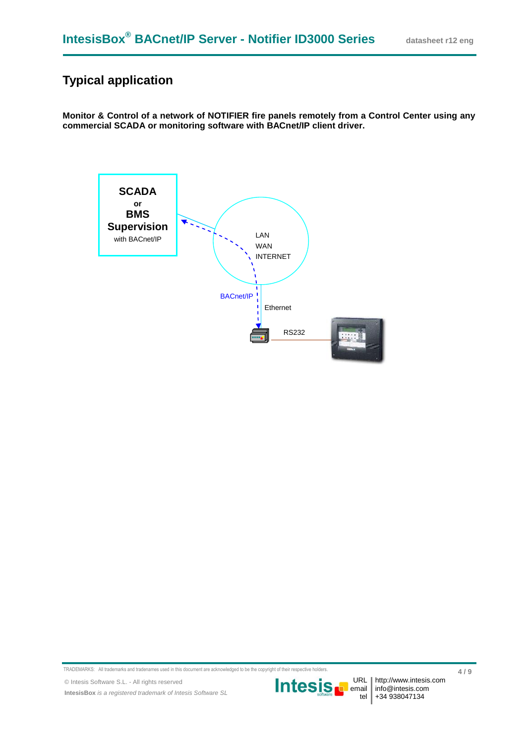## Typical application

**Monitor & Control of a network of NOTIFIER fire panels remotely from a Control Center using any commercial SCADA or monitoring software with BACnet/IP client driver.**

SCADA
or
BMS
Supervision
with BACnet/IP

LAN
WAN
INTERNET

BACnet/IP

Ethernet

RS232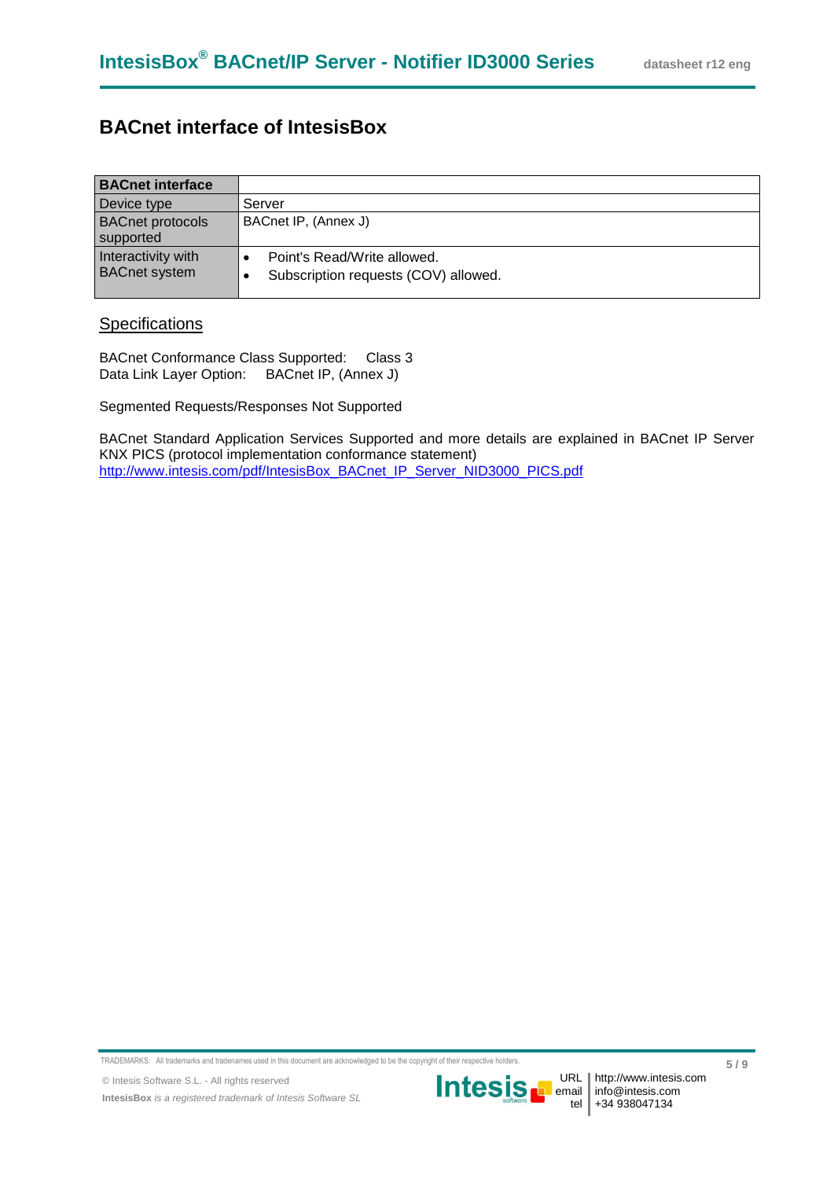## BACnet interface of IntesisBox

| **BACnet interface** | |
|---|---|
| Device type | Server |
| BACnet protocols supported | BACnet IP, (Annex J) |
| Interactivity with BACnet system | • Point's Read/Write allowed.<br>• Subscription requests (COV) allowed. |

### Specifications

BACnet Conformance Class Supported: Class 3
Data Link Layer Option: BACnet IP, (Annex J)

Segmented Requests/Responses Not Supported

BACnet Standard Application Services Supported and more details are explained in BACnet IP Server KNX PICS (protocol implementation conformance statement)
[http://www.intesis.com/pdf/IntesisBox_BACnet_IP_Server_NID3000_PICS.pdf](http://www.intesis.com/pdf/IntesisBox_BACnet_IP_Server_NID3000_PICS.pdf)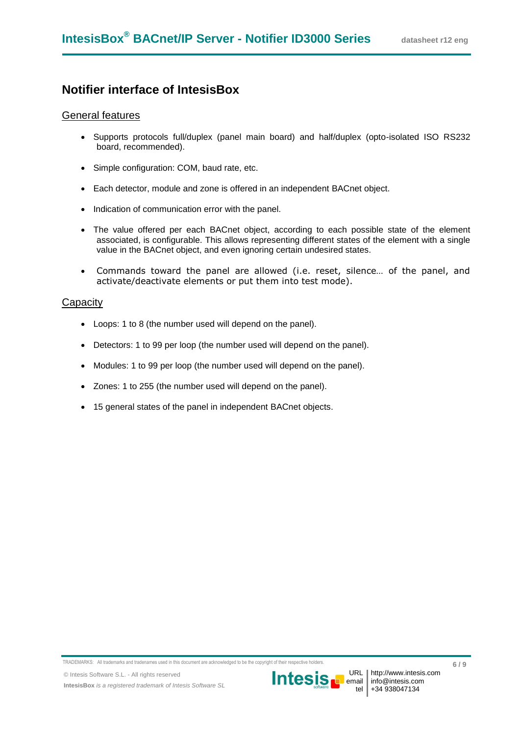## Notifier interface of IntesisBox

### General features

- Supports protocols full/duplex (panel main board) and half/duplex (opto-isolated ISO RS232 board, recommended).
- Simple configuration: COM, baud rate, etc.
- Each detector, module and zone is offered in an independent BACnet object.
- Indication of communication error with the panel.
- The value offered per each BACnet object, according to each possible state of the element associated, is configurable. This allows representing different states of the element with a single value in the BACnet object, and even ignoring certain undesired states.
- Commands toward the panel are allowed (i.e. reset, silence… of the panel, and activate/deactivate elements or put them into test mode).

### Capacity

- Loops: 1 to 8 (the number used will depend on the panel).
- Detectors: 1 to 99 per loop (the number used will depend on the panel).
- Modules: 1 to 99 per loop (the number used will depend on the panel).
- Zones: 1 to 255 (the number used will depend on the panel).
- 15 general states of the panel in independent BACnet objects.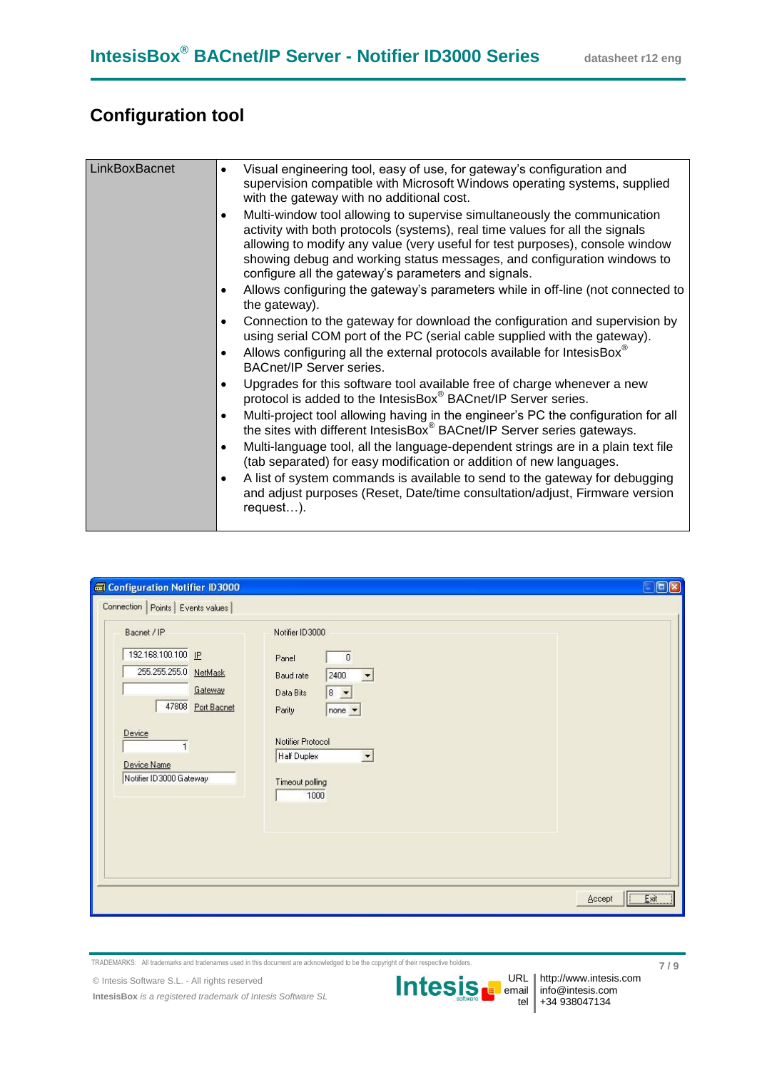# Configuration tool

| LinkBoxBacnet | • Visual engineering tool, easy of use, for gateway's configuration and supervision compatible with Microsoft Windows operating systems, supplied with the gateway with no additional cost.<br>• Multi-window tool allowing to supervise simultaneously the communication activity with both protocols (systems), real time values for all the signals allowing to modify any value (very useful for test purposes), console window showing debug and working status messages, and configuration windows to configure all the gateway's parameters and signals.<br>• Allows configuring the gateway's parameters while in off-line (not connected to the gateway).<br>• Connection to the gateway for download the configuration and supervision by using serial COM port of the PC (serial cable supplied with the gateway).<br>• Allows configuring all the external protocols available for IntesisBox® BACnet/IP Server series.<br>• Upgrades for this software tool available free of charge whenever a new protocol is added to the IntesisBox® BACnet/IP Server series.<br>• Multi-project tool allowing having in the engineer's PC the configuration for all the sites with different IntesisBox® BACnet/IP Server series gateways.<br>• Multi-language tool, all the language-dependent strings are in a plain text file (tab separated) for easy modification or addition of new languages.<br>• A list of system commands is available to send to the gateway for debugging and adjust purposes (Reset, Date/time consultation/adjust, Firmware version request…). |
|---|---|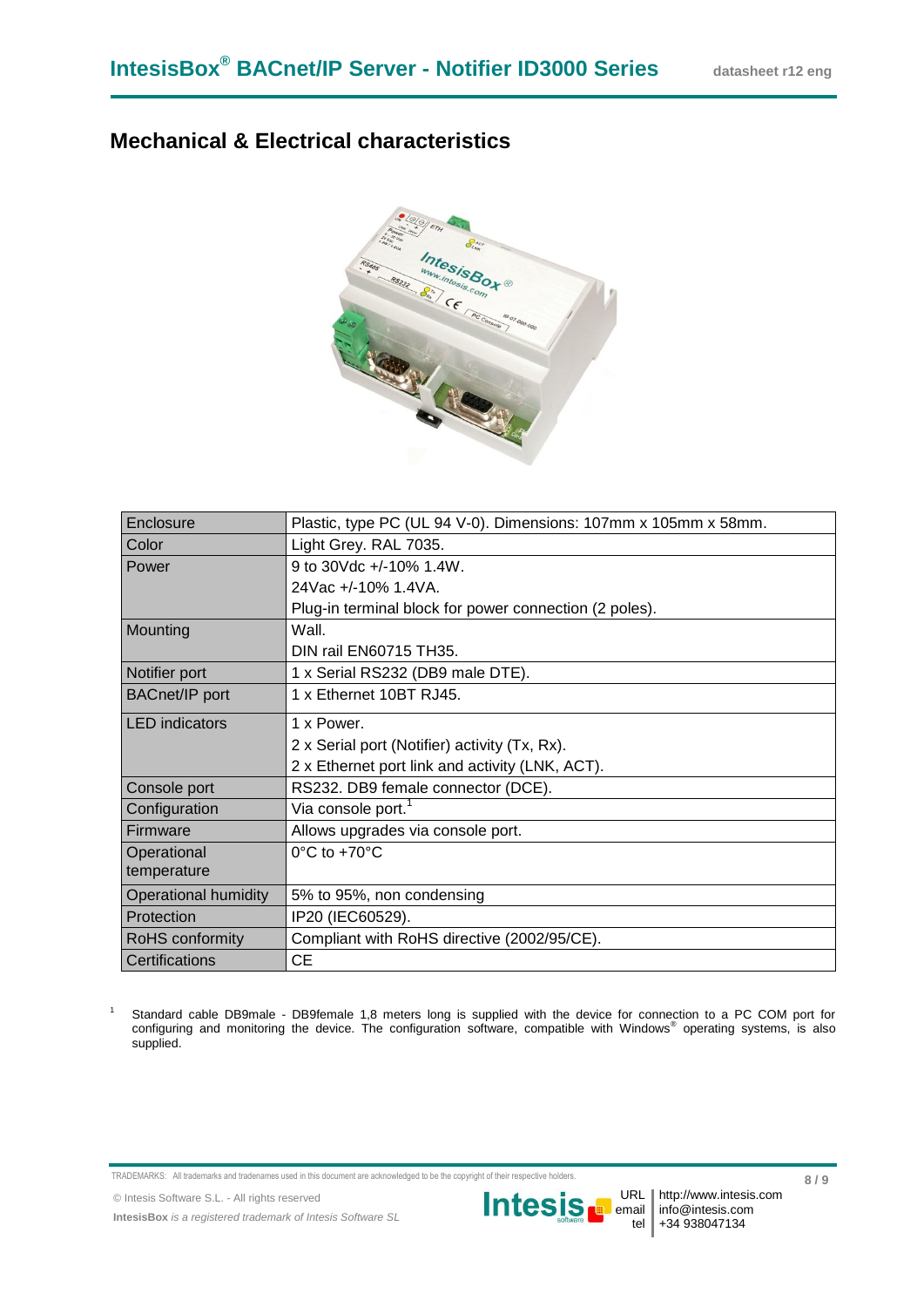## Mechanical & Electrical characteristics

| | |
|---|---|
| Enclosure | Plastic, type PC (UL 94 V-0). Dimensions: 107mm x 105mm x 58mm. |
| Color | Light Grey. RAL 7035. |
| Power | 9 to 30Vdc +/-10% 1.4W.<br>24Vac +/-10% 1.4VA.<br>Plug-in terminal block for power connection (2 poles). |
| Mounting | Wall.<br>DIN rail EN60715 TH35. |
| Notifier port | 1 x Serial RS232 (DB9 male DTE). |
| BACnet/IP port | 1 x Ethernet 10BT RJ45. |
| LED indicators | 1 x Power.<br>2 x Serial port (Notifier) activity (Tx, Rx).<br>2 x Ethernet port link and activity (LNK, ACT). |
| Console port | RS232. DB9 female connector (DCE). |
| Configuration | Via console port.[1] |
| Firmware | Allows upgrades via console port. |
| Operational temperature | 0°C to +70°C |
| Operational humidity | 5% to 95%, non condensing |
| Protection | IP20 (IEC60529). |
| RoHS conformity | Compliant with RoHS directive (2002/95/CE). |
| Certifications | CE |

[1] Standard cable DB9male - DB9female 1,8 meters long is supplied with the device for connection to a PC COM port for configuring and monitoring the device. The configuration software, compatible with Windows® operating systems, is also supplied.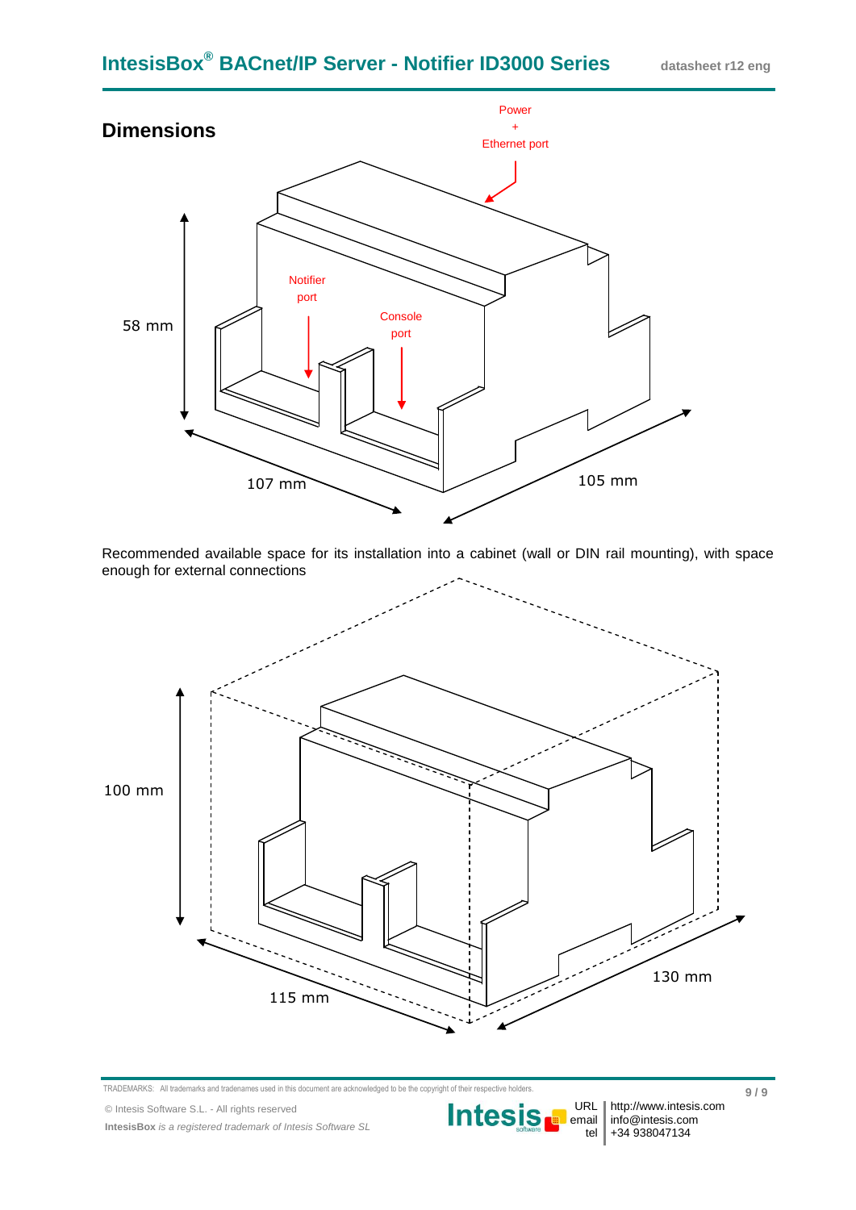## Dimensions

Power
+
Ethernet port

Notifier port

Console port

58 mm

107 mm

105 mm

Recommended available space for its installation into a cabinet (wall or DIN rail mounting), with space enough for external connections

100 mm

115 mm

130 mm

TRADEMARKS: All trademarks and tradenames used in this document are acknowledged to be the copyright of their respective holders.

© Intesis Software S.L. - All rights reserved

**IntesisBox** *is a registered trademark of Intesis Software SL*

URL http://www.intesis.com
email info@intesis.com
tel +34 938047134